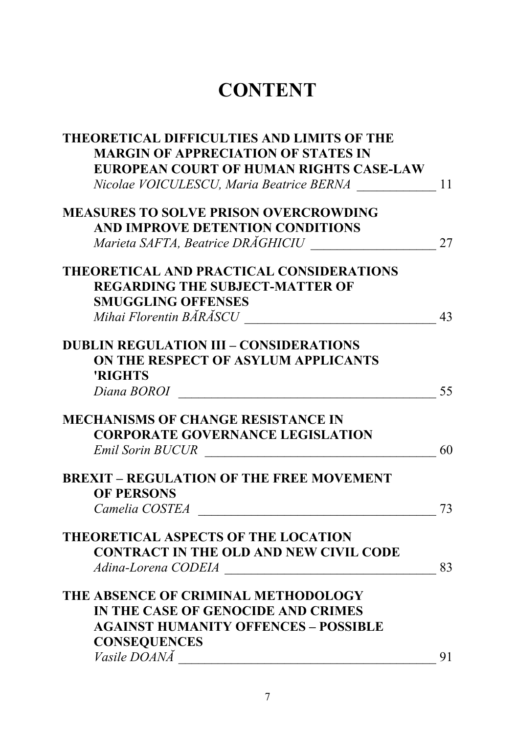# CONTENT

**THEORETICAL DIFFICULTIES AND LIMITS OF THE MARGIN OF APPRECIATION OF STATES IN EUROPEAN COURT OF HUMAN RIGHTS CASE-LAW**
*Nicolae VOICULESCU, Maria Beatrice BERNA* ____________ 11

**MEASURES TO SOLVE PRISON OVERCROWDING AND IMPROVE DETENTION CONDITIONS**
*Marieta SAFTA, Beatrice DRĂGHICIU* ___________________ 27

**THEORETICAL AND PRACTICAL CONSIDERATIONS REGARDING THE SUBJECT-MATTER OF SMUGGLING OFFENSES**
*Mihai Florentin BĂRĂSCU* ______________________________ 43

**DUBLIN REGULATION III – CONSIDERATIONS ON THE RESPECT OF ASYLUM APPLICANTS 'RIGHTS**
*Diana BOROI* _________________________________________ 55

**MECHANISMS OF CHANGE RESISTANCE IN CORPORATE GOVERNANCE LEGISLATION**
*Emil Sorin BUCUR* ____________________________________ 60

**BREXIT – REGULATION OF THE FREE MOVEMENT OF PERSONS**
*Camelia COSTEA* _____________________________________ 73

**THEORETICAL ASPECTS OF THE LOCATION CONTRACT IN THE OLD AND NEW CIVIL CODE**
*Adina-Lorena CODEIA* _________________________________ 83

**THE ABSENCE OF CRIMINAL METHODOLOGY IN THE CASE OF GENOCIDE AND CRIMES AGAINST HUMANITY OFFENCES – POSSIBLE CONSEQUENCES**
*Vasile DOANĂ* ________________________________________ 91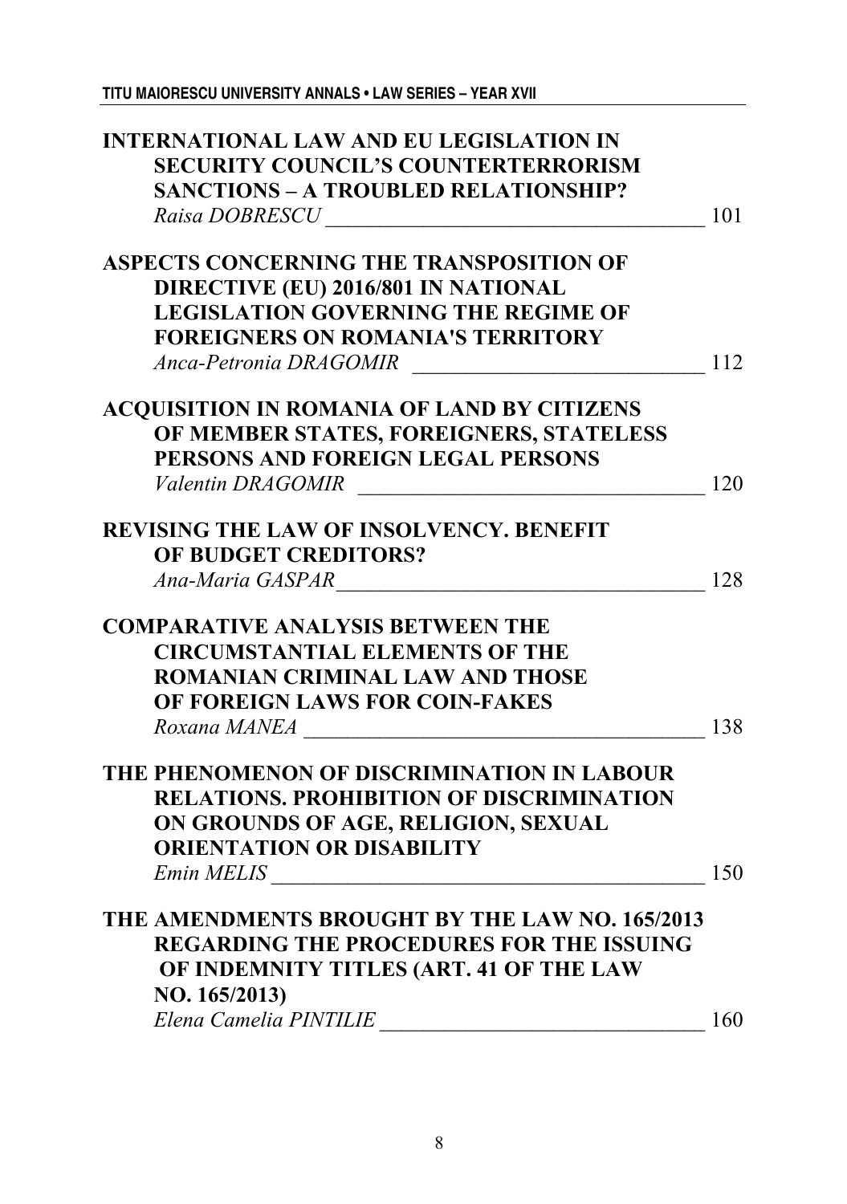**INTERNATIONAL LAW AND EU LEGISLATION IN SECURITY COUNCIL'S COUNTERTERRORISM SANCTIONS – A TROUBLED RELATIONSHIP?**
*Raisa DOBRESCU* ____________________________________ 101

**ASPECTS CONCERNING THE TRANSPOSITION OF DIRECTIVE (EU) 2016/801 IN NATIONAL LEGISLATION GOVERNING THE REGIME OF FOREIGNERS ON ROMANIA'S TERRITORY**
*Anca-Petronia DRAGOMIR* ____________________________ 112

**ACQUISITION IN ROMANIA OF LAND BY CITIZENS OF MEMBER STATES, FOREIGNERS, STATELESS PERSONS AND FOREIGN LEGAL PERSONS**
*Valentin DRAGOMIR* _________________________________ 120

**REVISING THE LAW OF INSOLVENCY. BENEFIT OF BUDGET CREDITORS?**
*Ana-Maria GASPAR* __________________________________ 128

**COMPARATIVE ANALYSIS BETWEEN THE CIRCUMSTANTIAL ELEMENTS OF THE ROMANIAN CRIMINAL LAW AND THOSE OF FOREIGN LAWS FOR COIN-FAKES**
*Roxana MANEA* ______________________________________ 138

**THE PHENOMENON OF DISCRIMINATION IN LABOUR RELATIONS. PROHIBITION OF DISCRIMINATION ON GROUNDS OF AGE, RELIGION, SEXUAL ORIENTATION OR DISABILITY**
*Emin MELIS* _________________________________________ 150

**THE AMENDMENTS BROUGHT BY THE LAW NO. 165/2013 REGARDING THE PROCEDURES FOR THE ISSUING OF INDEMNITY TITLES (ART. 41 OF THE LAW NO. 165/2013)**
*Elena Camelia PINTILIE* _______________________________ 160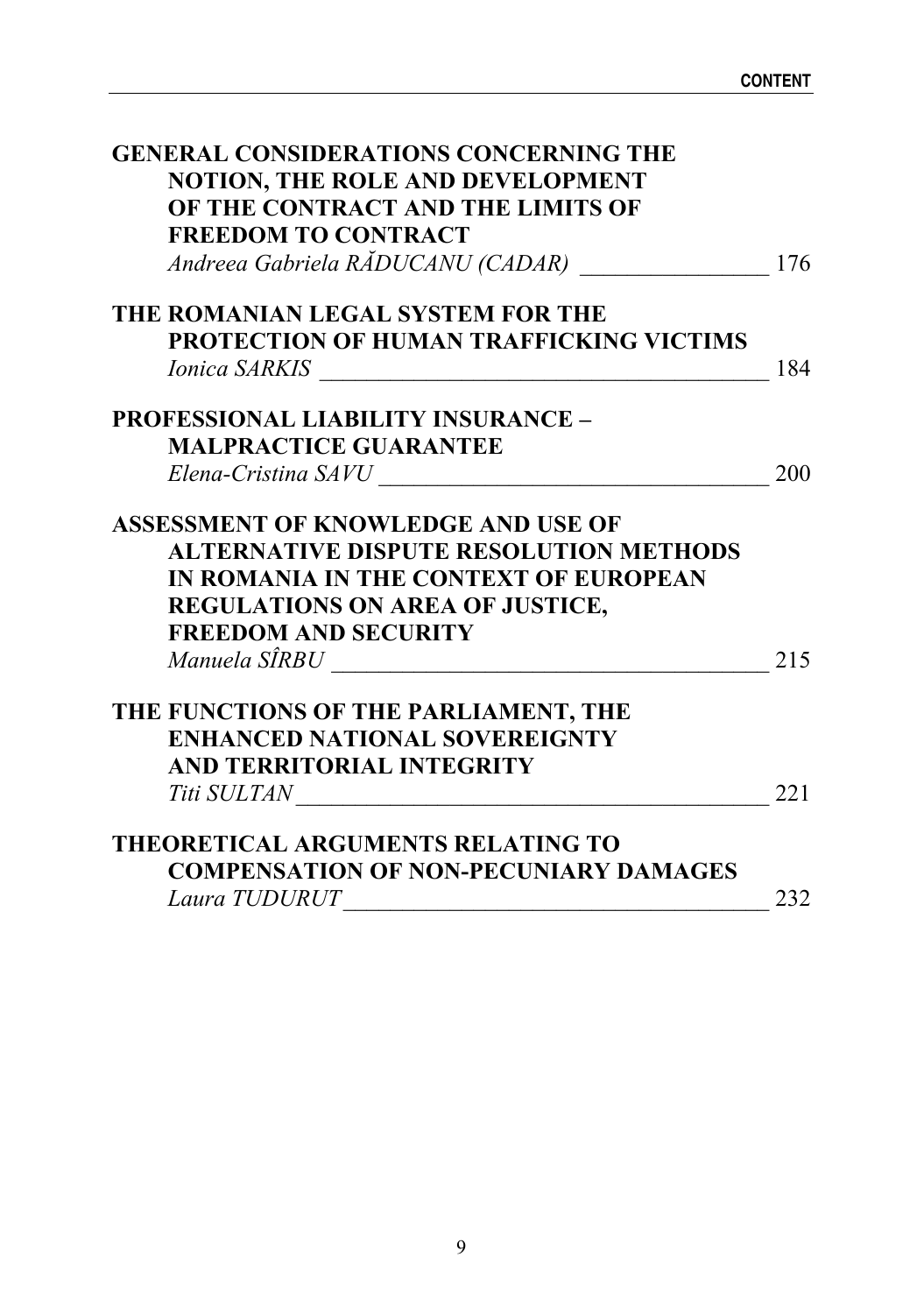**GENERAL CONSIDERATIONS CONCERNING THE NOTION, THE ROLE AND DEVELOPMENT OF THE CONTRACT AND THE LIMITS OF FREEDOM TO CONTRACT**
*Andreea Gabriela RĂDUCANU (CADAR)* ________________ 176

**THE ROMANIAN LEGAL SYSTEM FOR THE PROTECTION OF HUMAN TRAFFICKING VICTIMS**
*Ionica SARKIS* ________________ 184

**PROFESSIONAL LIABILITY INSURANCE – MALPRACTICE GUARANTEE**
*Elena-Cristina SAVU* ________________ 200

**ASSESSMENT OF KNOWLEDGE AND USE OF ALTERNATIVE DISPUTE RESOLUTION METHODS IN ROMANIA IN THE CONTEXT OF EUROPEAN REGULATIONS ON AREA OF JUSTICE, FREEDOM AND SECURITY**
*Manuela SÎRBU* ________________ 215

**THE FUNCTIONS OF THE PARLIAMENT, THE ENHANCED NATIONAL SOVEREIGNTY AND TERRITORIAL INTEGRITY**
*Titi SULTAN* ________________ 221

**THEORETICAL ARGUMENTS RELATING TO COMPENSATION OF NON-PECUNIARY DAMAGES**
*Laura TUDURUT* ________________ 232